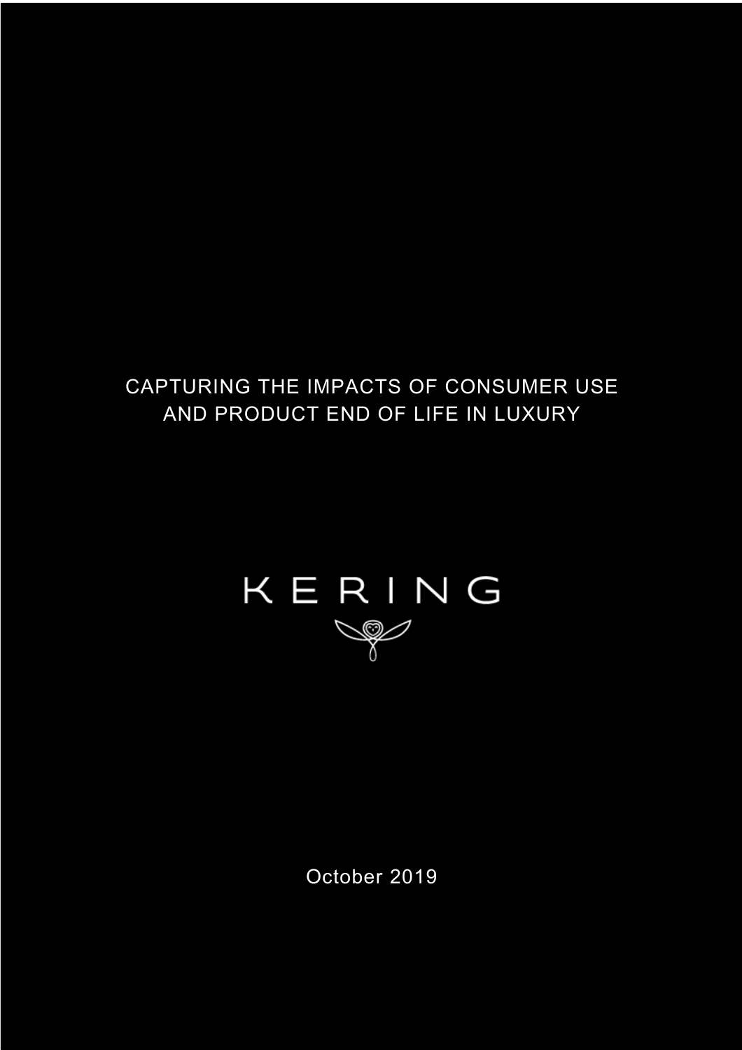# CAPTURING THE IMPACTS OF CONSUMER USE AND PRODUCT END OF LIFE IN LUXURY

KERING

October 2019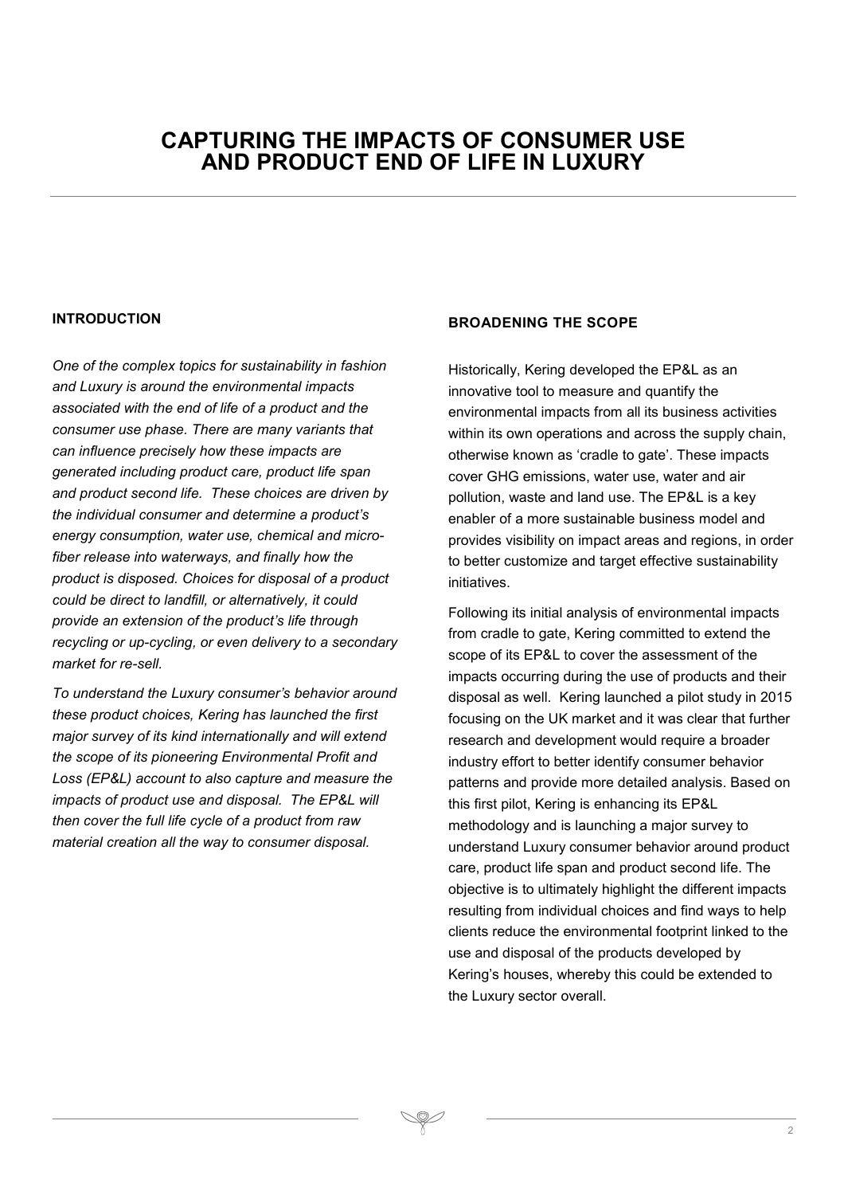# CAPTURING THE IMPACTS OF CONSUMER USE AND PRODUCT END OF LIFE IN LUXURY

## INTRODUCTION

*One of the complex topics for sustainability in fashion and Luxury is around the environmental impacts associated with the end of life of a product and the consumer use phase. There are many variants that can influence precisely how these impacts are generated including product care, product life span and product second life. These choices are driven by the individual consumer and determine a product's energy consumption, water use, chemical and micro-fiber release into waterways, and finally how the product is disposed. Choices for disposal of a product could be direct to landfill, or alternatively, it could provide an extension of the product's life through recycling or up-cycling, or even delivery to a secondary market for re-sell.*

*To understand the Luxury consumer's behavior around these product choices, Kering has launched the first major survey of its kind internationally and will extend the scope of its pioneering Environmental Profit and Loss (EP&L) account to also capture and measure the impacts of product use and disposal. The EP&L will then cover the full life cycle of a product from raw material creation all the way to consumer disposal.*

## BROADENING THE SCOPE

Historically, Kering developed the EP&L as an innovative tool to measure and quantify the environmental impacts from all its business activities within its own operations and across the supply chain, otherwise known as 'cradle to gate'. These impacts cover GHG emissions, water use, water and air pollution, waste and land use. The EP&L is a key enabler of a more sustainable business model and provides visibility on impact areas and regions, in order to better customize and target effective sustainability initiatives.

Following its initial analysis of environmental impacts from cradle to gate, Kering committed to extend the scope of its EP&L to cover the assessment of the impacts occurring during the use of products and their disposal as well. Kering launched a pilot study in 2015 focusing on the UK market and it was clear that further research and development would require a broader industry effort to better identify consumer behavior patterns and provide more detailed analysis. Based on this first pilot, Kering is enhancing its EP&L methodology and is launching a major survey to understand Luxury consumer behavior around product care, product life span and product second life. The objective is to ultimately highlight the different impacts resulting from individual choices and find ways to help clients reduce the environmental footprint linked to the use and disposal of the products developed by Kering's houses, whereby this could be extended to the Luxury sector overall.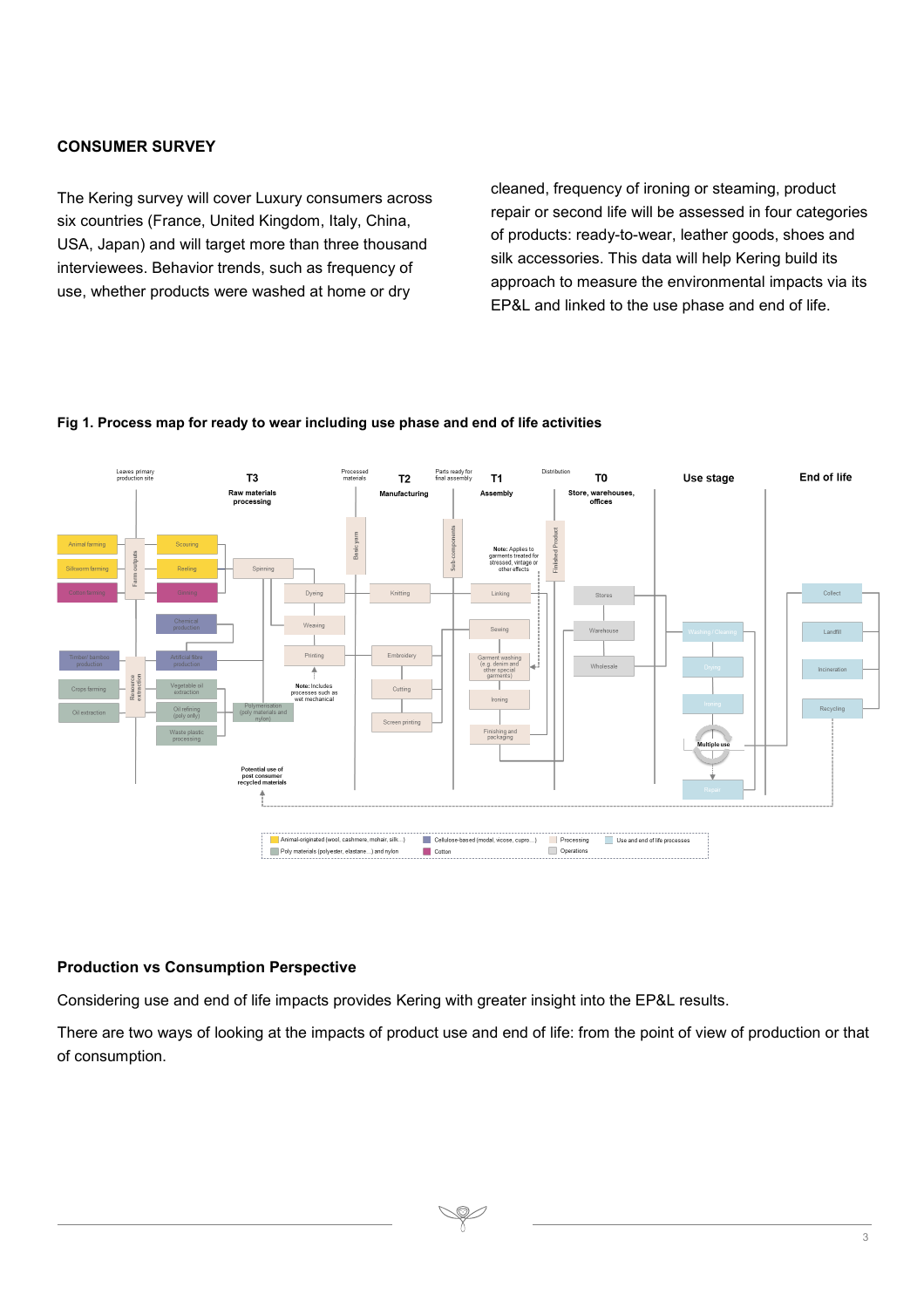## CONSUMER SURVEY

The Kering survey will cover Luxury consumers across six countries (France, United Kingdom, Italy, China, USA, Japan) and will target more than three thousand interviewees. Behavior trends, such as frequency of use, whether products were washed at home or dry cleaned, frequency of ironing or steaming, product repair or second life will be assessed in four categories of products: ready-to-wear, leather goods, shoes and silk accessories. This data will help Kering build its approach to measure the environmental impacts via its EP&L and linked to the use phase and end of life.

**Fig 1. Process map for ready to wear including use phase and end of life activities**

## Production vs Consumption Perspective

Considering use and end of life impacts provides Kering with greater insight into the EP&L results.

There are two ways of looking at the impacts of product use and end of life: from the point of view of production or that of consumption.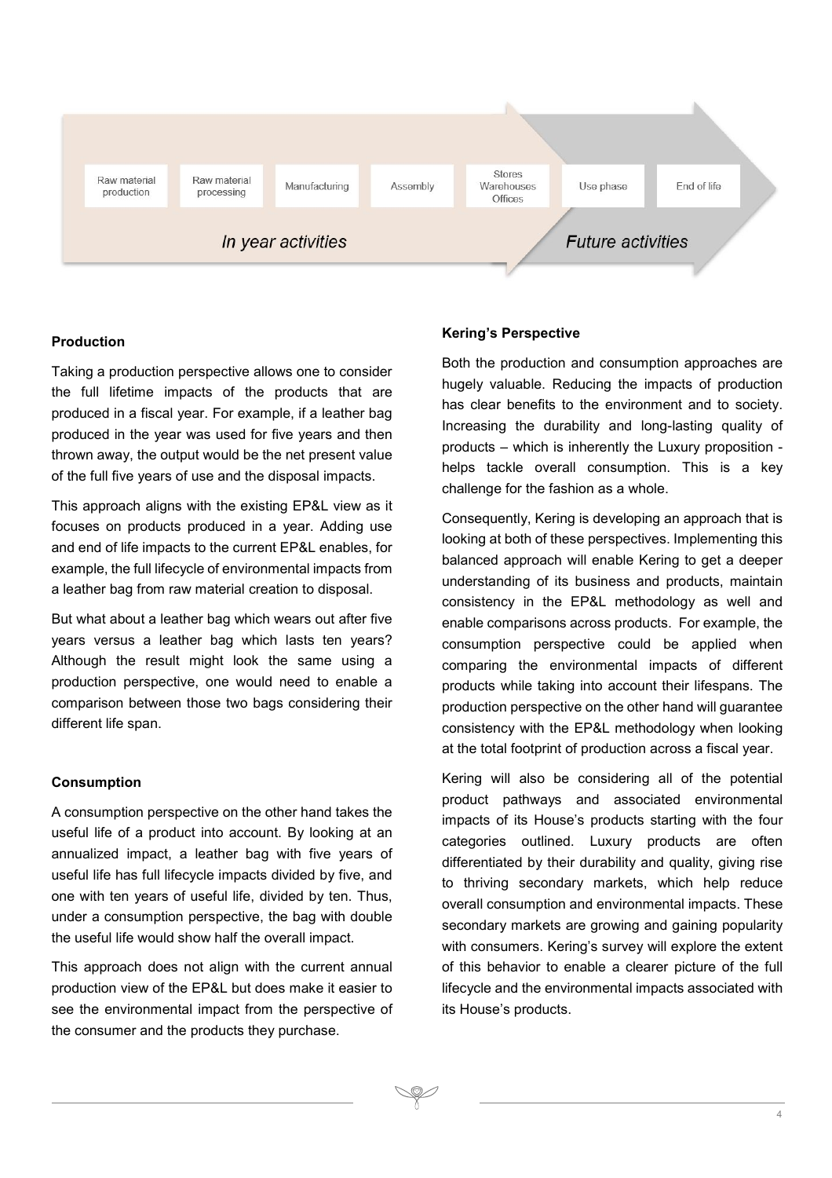Raw material production | Raw material processing | Manufacturing | Assembly | Stores Warehouses Offices | Use phase | End of life

*In year activities* | *Future activities*

**Production**

Taking a production perspective allows one to consider the full lifetime impacts of the products that are produced in a fiscal year. For example, if a leather bag produced in the year was used for five years and then thrown away, the output would be the net present value of the full five years of use and the disposal impacts.

This approach aligns with the existing EP&L view as it focuses on products produced in a year. Adding use and end of life impacts to the current EP&L enables, for example, the full lifecycle of environmental impacts from a leather bag from raw material creation to disposal.

But what about a leather bag which wears out after five years versus a leather bag which lasts ten years? Although the result might look the same using a production perspective, one would need to enable a comparison between those two bags considering their different life span.

**Consumption**

A consumption perspective on the other hand takes the useful life of a product into account. By looking at an annualized impact, a leather bag with five years of useful life has full lifecycle impacts divided by five, and one with ten years of useful life, divided by ten. Thus, under a consumption perspective, the bag with double the useful life would show half the overall impact.

This approach does not align with the current annual production view of the EP&L but does make it easier to see the environmental impact from the perspective of the consumer and the products they purchase.

**Kering's Perspective**

Both the production and consumption approaches are hugely valuable. Reducing the impacts of production has clear benefits to the environment and to society. Increasing the durability and long-lasting quality of products – which is inherently the Luxury proposition - helps tackle overall consumption. This is a key challenge for the fashion as a whole.

Consequently, Kering is developing an approach that is looking at both of these perspectives. Implementing this balanced approach will enable Kering to get a deeper understanding of its business and products, maintain consistency in the EP&L methodology as well and enable comparisons across products. For example, the consumption perspective could be applied when comparing the environmental impacts of different products while taking into account their lifespans. The production perspective on the other hand will guarantee consistency with the EP&L methodology when looking at the total footprint of production across a fiscal year.

Kering will also be considering all of the potential product pathways and associated environmental impacts of its House's products starting with the four categories outlined. Luxury products are often differentiated by their durability and quality, giving rise to thriving secondary markets, which help reduce overall consumption and environmental impacts. These secondary markets are growing and gaining popularity with consumers. Kering's survey will explore the extent of this behavior to enable a clearer picture of the full lifecycle and the environmental impacts associated with its House's products.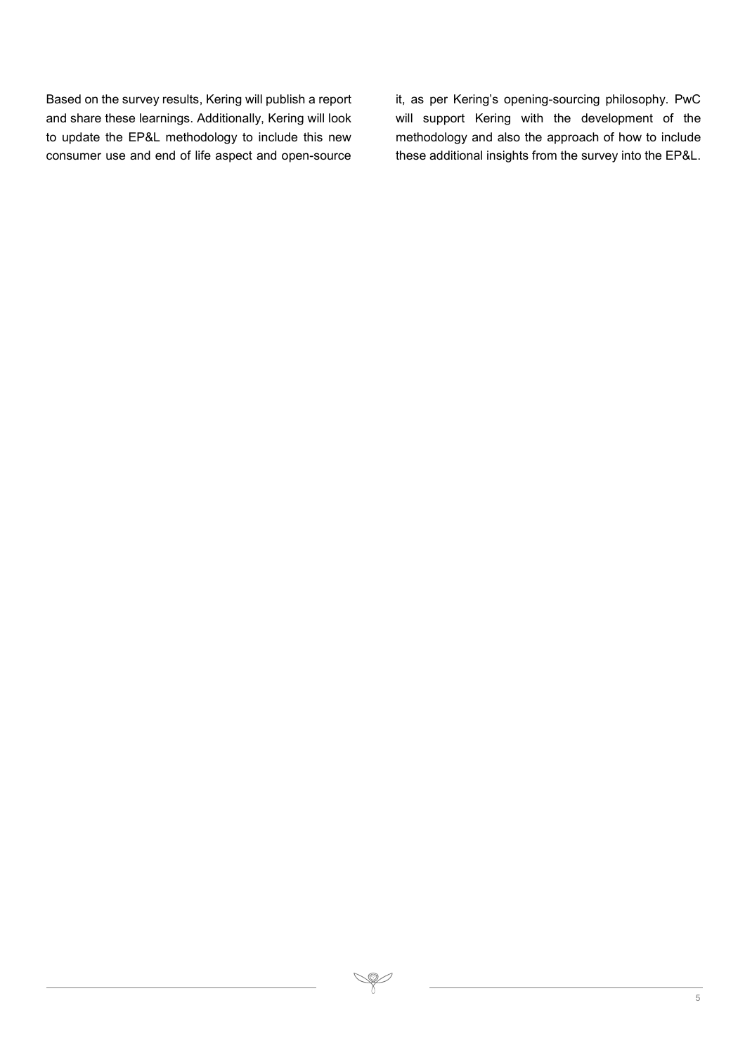Based on the survey results, Kering will publish a report and share these learnings. Additionally, Kering will look to update the EP&L methodology to include this new consumer use and end of life aspect and open-source it, as per Kering's opening-sourcing philosophy. PwC will support Kering with the development of the methodology and also the approach of how to include these additional insights from the survey into the EP&L.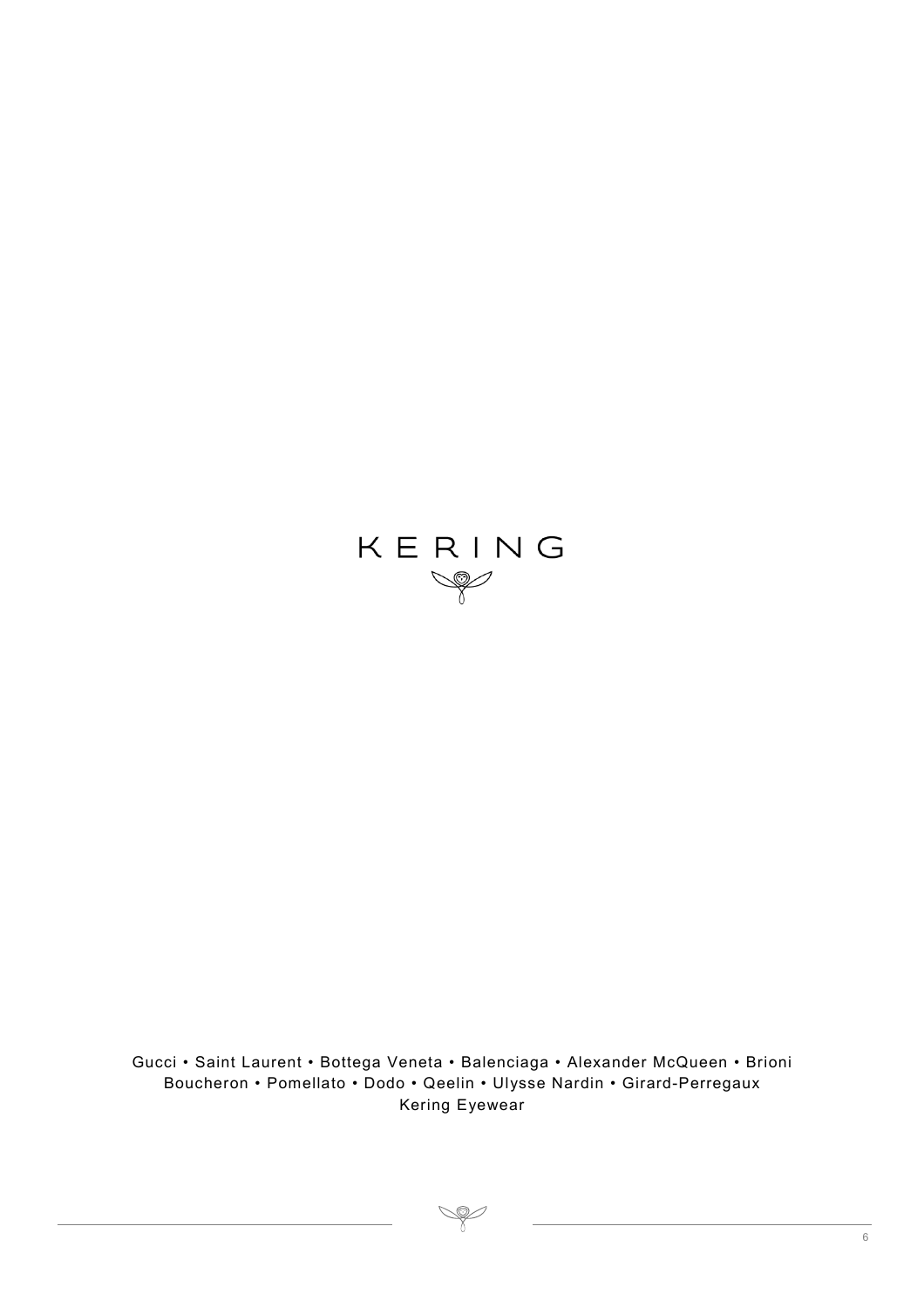KERING

Gucci • Saint Laurent • Bottega Veneta • Balenciaga • Alexander McQueen • Brioni
Boucheron • Pomellato • Dodo • Qeelin • Ulysse Nardin • Girard-Perregaux
Kering Eyewear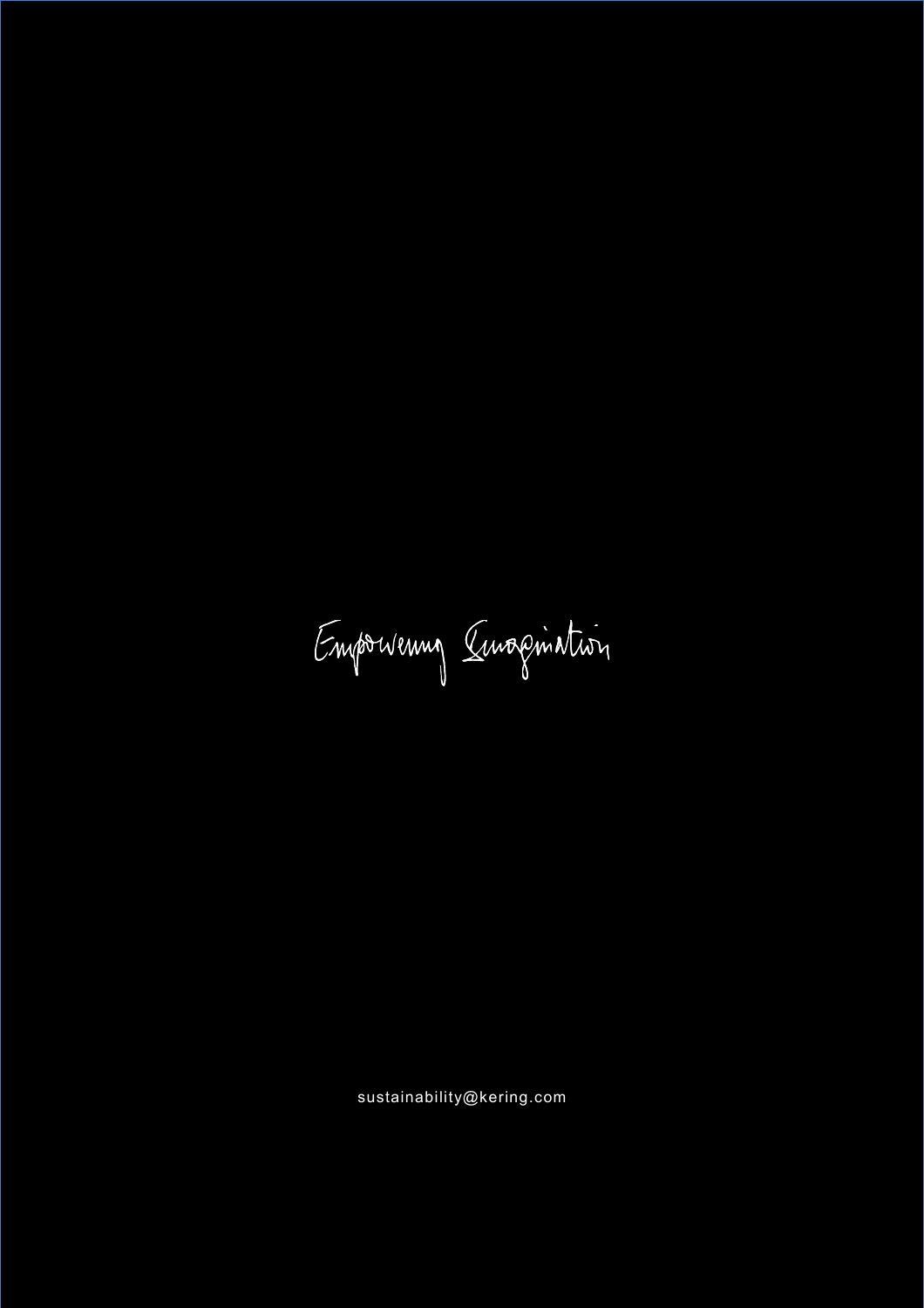Empowering Imagination

sustainability@kering.com